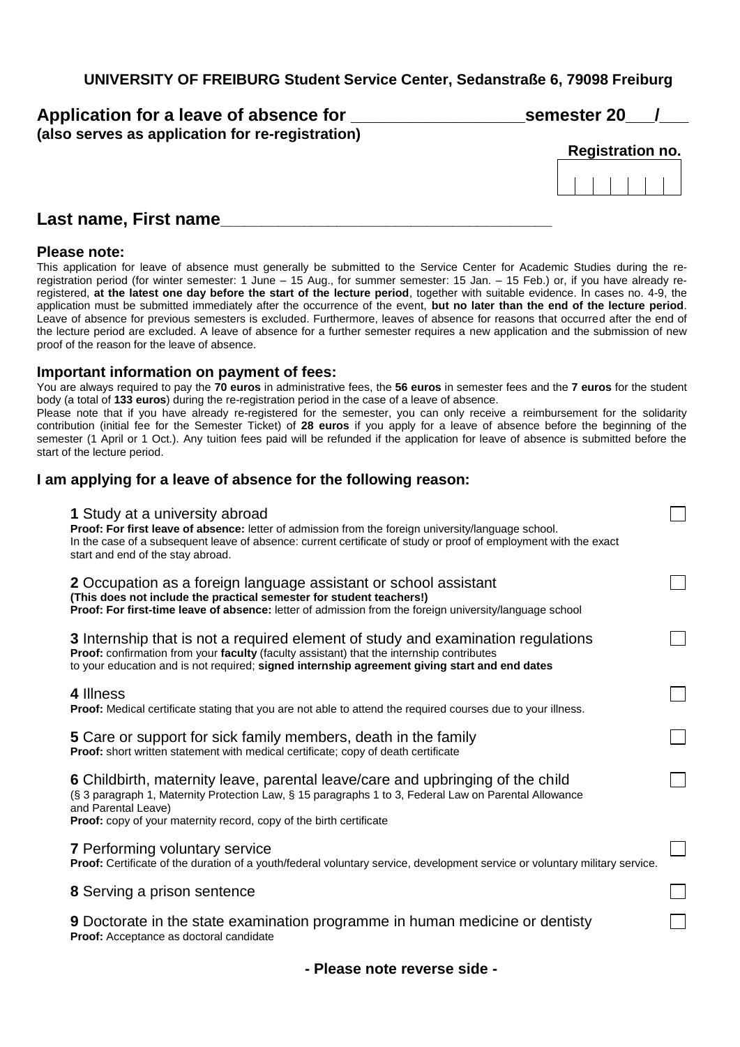**UNIVERSITY OF FREIBURG Student Service Center, Sedanstraße 6, 79098 Freiburg**

# Application for a leave of absence for ________________ semester 20___/___

**(also serves as application for re-registration)**

**Registration no.**

| | | | | | | |
|---|---|---|---|---|---|---|
| | | | | | | |

## Last name, First name_________________________________

### Please note:

This application for leave of absence must generally be submitted to the Service Center for Academic Studies during the re-registration period (for winter semester: 1 June – 15 Aug., for summer semester: 15 Jan. – 15 Feb.) or, if you have already re-registered, **at the latest one day before the start of the lecture period**, together with suitable evidence. In cases no. 4-9, the application must be submitted immediately after the occurrence of the event, **but no later than the end of the lecture period**. Leave of absence for previous semesters is excluded. Furthermore, leaves of absence for reasons that occurred after the end of the lecture period are excluded. A leave of absence for a further semester requires a new application and the submission of new proof of the reason for the leave of absence.

### Important information on payment of fees:

You are always required to pay the **70 euros** in administrative fees, the **56 euros** in semester fees and the **7 euros** for the student body (a total of **133 euros**) during the re-registration period in the case of a leave of absence.

Please note that if you have already re-registered for the semester, you can only receive a reimbursement for the solidarity contribution (initial fee for the Semester Ticket) of **28 euros** if you apply for a leave of absence before the beginning of the semester (1 April or 1 Oct.). Any tuition fees paid will be refunded if the application for leave of absence is submitted before the start of the lecture period.

### I am applying for a leave of absence for the following reason:

- [ ] **1** Study at a university abroad
  **Proof: For first leave of absence:** letter of admission from the foreign university/language school.
  In the case of a subsequent leave of absence: current certificate of study or proof of employment with the exact start and end of the stay abroad.

- [ ] **2** Occupation as a foreign language assistant or school assistant
  **(This does not include the practical semester for student teachers!)**
  **Proof: For first-time leave of absence:** letter of admission from the foreign university/language school

- [ ] **3** Internship that is not a required element of study and examination regulations
  **Proof:** confirmation from your **faculty** (faculty assistant) that the internship contributes to your education and is not required; **signed internship agreement giving start and end dates**

- [ ] **4** Illness
  **Proof:** Medical certificate stating that you are not able to attend the required courses due to your illness.

- [ ] **5** Care or support for sick family members, death in the family
  **Proof:** short written statement with medical certificate; copy of death certificate

- [ ] **6** Childbirth, maternity leave, parental leave/care and upbringing of the child
  (§ 3 paragraph 1, Maternity Protection Law, § 15 paragraphs 1 to 3, Federal Law on Parental Allowance and Parental Leave)
  **Proof:** copy of your maternity record, copy of the birth certificate

- [ ] **7** Performing voluntary service
  **Proof:** Certificate of the duration of a youth/federal voluntary service, development service or voluntary military service.

- [ ] **8** Serving a prison sentence

- [ ] **9** Doctorate in the state examination programme in human medicine or dentisty
  **Proof:** Acceptance as doctoral candidate

**- Please note reverse side -**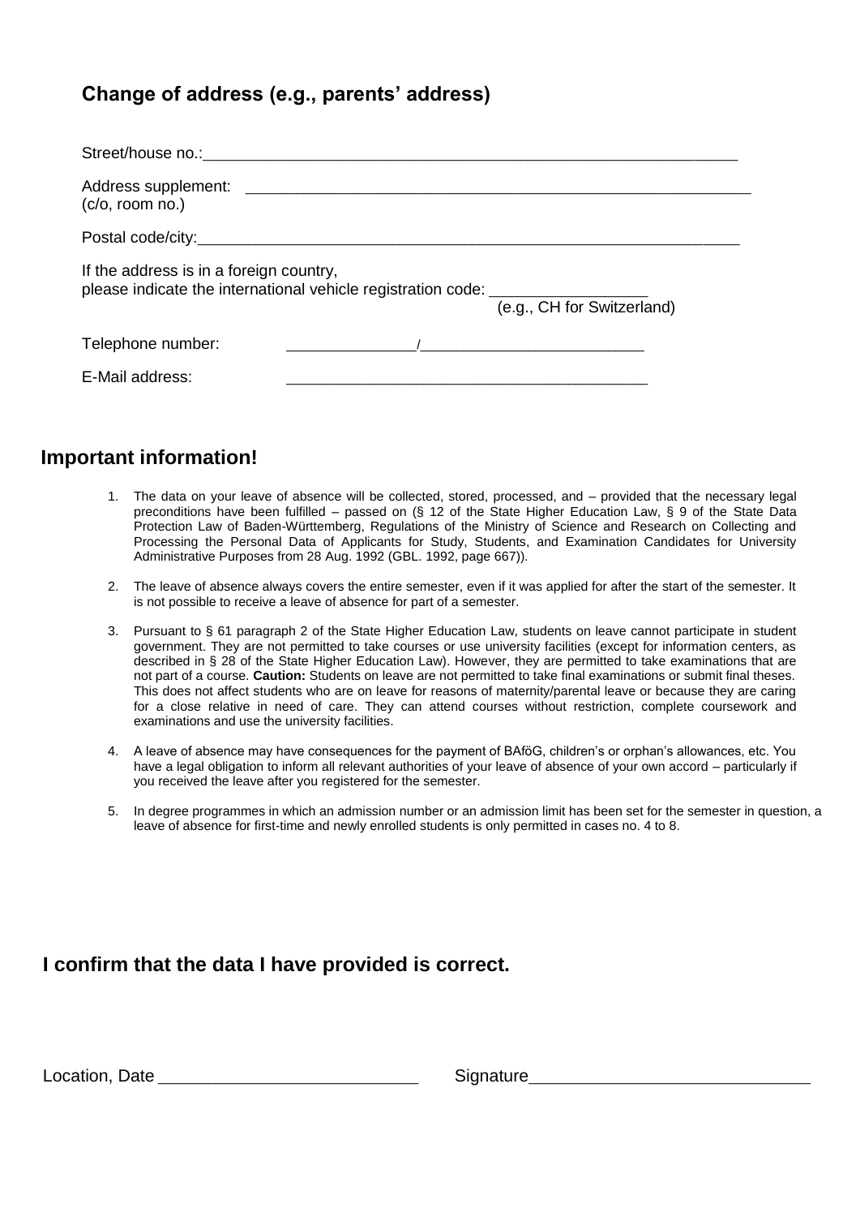## Change of address (e.g., parents' address)

Street/house no.:_______________________________________________________________

Address supplement: ___________________________________________________________
(c/o, room no.)

Postal code/city:_______________________________________________________________

If the address is in a foreign country,
please indicate the international vehicle registration code: _________________
(e.g., CH for Switzerland)

Telephone number: _______________/__________________________

E-Mail address: __________________________________________

## Important information!

1. The data on your leave of absence will be collected, stored, processed, and – provided that the necessary legal preconditions have been fulfilled – passed on (§ 12 of the State Higher Education Law, § 9 of the State Data Protection Law of Baden-Württemberg, Regulations of the Ministry of Science and Research on Collecting and Processing the Personal Data of Applicants for Study, Students, and Examination Candidates for University Administrative Purposes from 28 Aug. 1992 (GBL. 1992, page 667)).
2. The leave of absence always covers the entire semester, even if it was applied for after the start of the semester. It is not possible to receive a leave of absence for part of a semester.
3. Pursuant to § 61 paragraph 2 of the State Higher Education Law, students on leave cannot participate in student government. They are not permitted to take courses or use university facilities (except for information centers, as described in § 28 of the State Higher Education Law). However, they are permitted to take examinations that are not part of a course. **Caution:** Students on leave are not permitted to take final examinations or submit final theses. This does not affect students who are on leave for reasons of maternity/parental leave or because they are caring for a close relative in need of care. They can attend courses without restriction, complete coursework and examinations and use the university facilities.
4. A leave of absence may have consequences for the payment of BAföG, children's or orphan's allowances, etc. You have a legal obligation to inform all relevant authorities of your leave of absence of your own accord – particularly if you received the leave after you registered for the semester.
5. In degree programmes in which an admission number or an admission limit has been set for the semester in question, a leave of absence for first-time and newly enrolled students is only permitted in cases no. 4 to 8.

## I confirm that the data I have provided is correct.

Location, Date ___________________________ Signature_____________________________